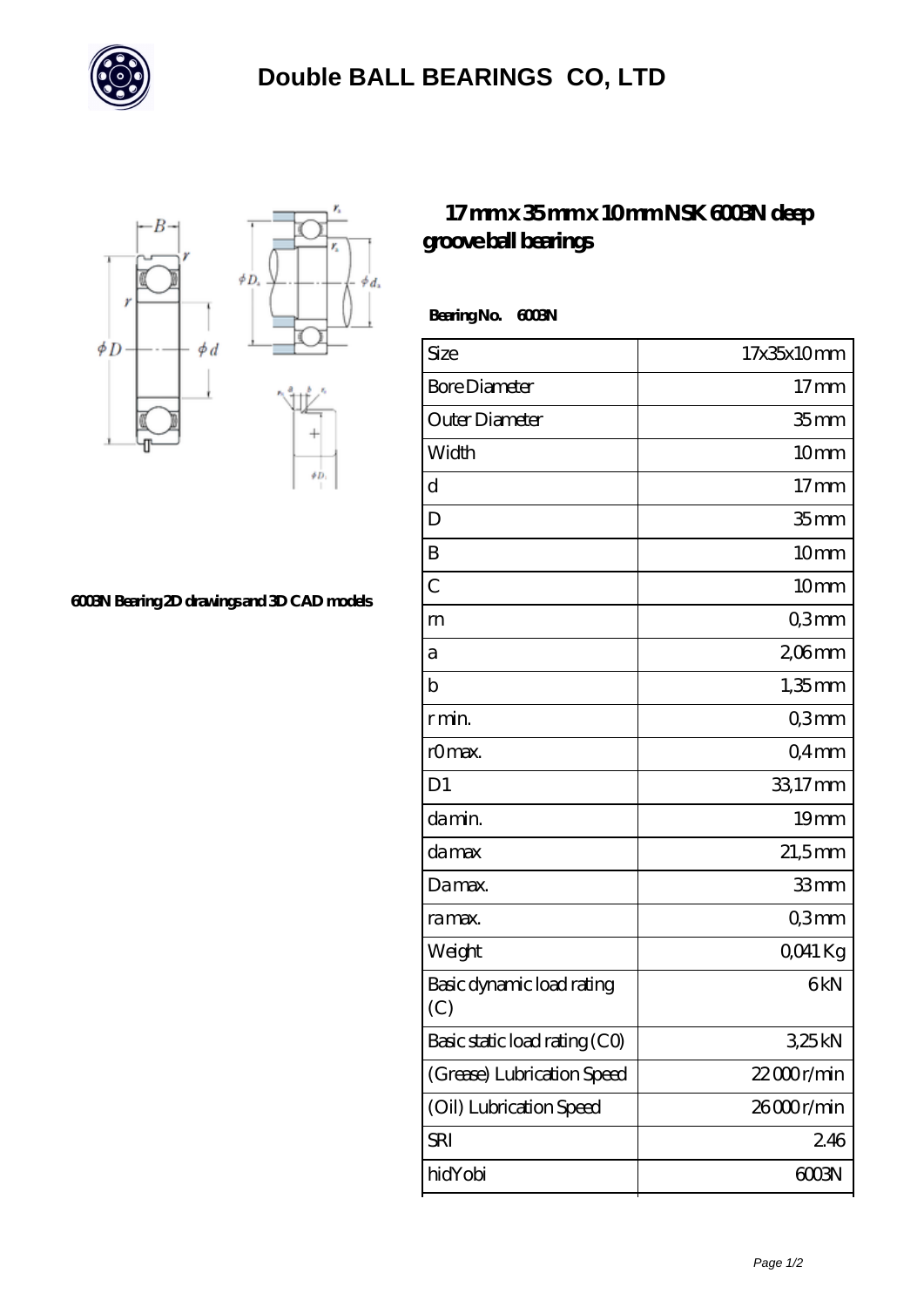# Double BALL BEARINGS CO, LTD

6003N Bearing 2D drawings and 3D CAD models

## 17 mm x 35 mm x 10 mm NSK 6003N deep groove ball bearings

**Bearing No. 6003N**

| Size | 17x35x10 mm |
|---|---|
| Bore Diameter | 17 mm |
| Outer Diameter | 35 mm |
| Width | 10 mm |
| d | 17 mm |
| D | 35 mm |
| B | 10 mm |
| C | 10 mm |
| rn | 0,3 mm |
| a | 2,06 mm |
| b | 1,35 mm |
| r min. | 0,3 mm |
| r0 max. | 0,4 mm |
| D1 | 33,17 mm |
| da min. | 19 mm |
| da max | 21,5 mm |
| Da max. | 33 mm |
| ra max. | 0,3 mm |
| Weight | 0,041 Kg |
| Basic dynamic load rating (C) | 6 kN |
| Basic static load rating (C0) | 3,25 kN |
| (Grease) Lubrication Speed | 22 000 r/min |
| (Oil) Lubrication Speed | 26 000 r/min |
| SRI | 2.46 |
| hidYobi | 6003N |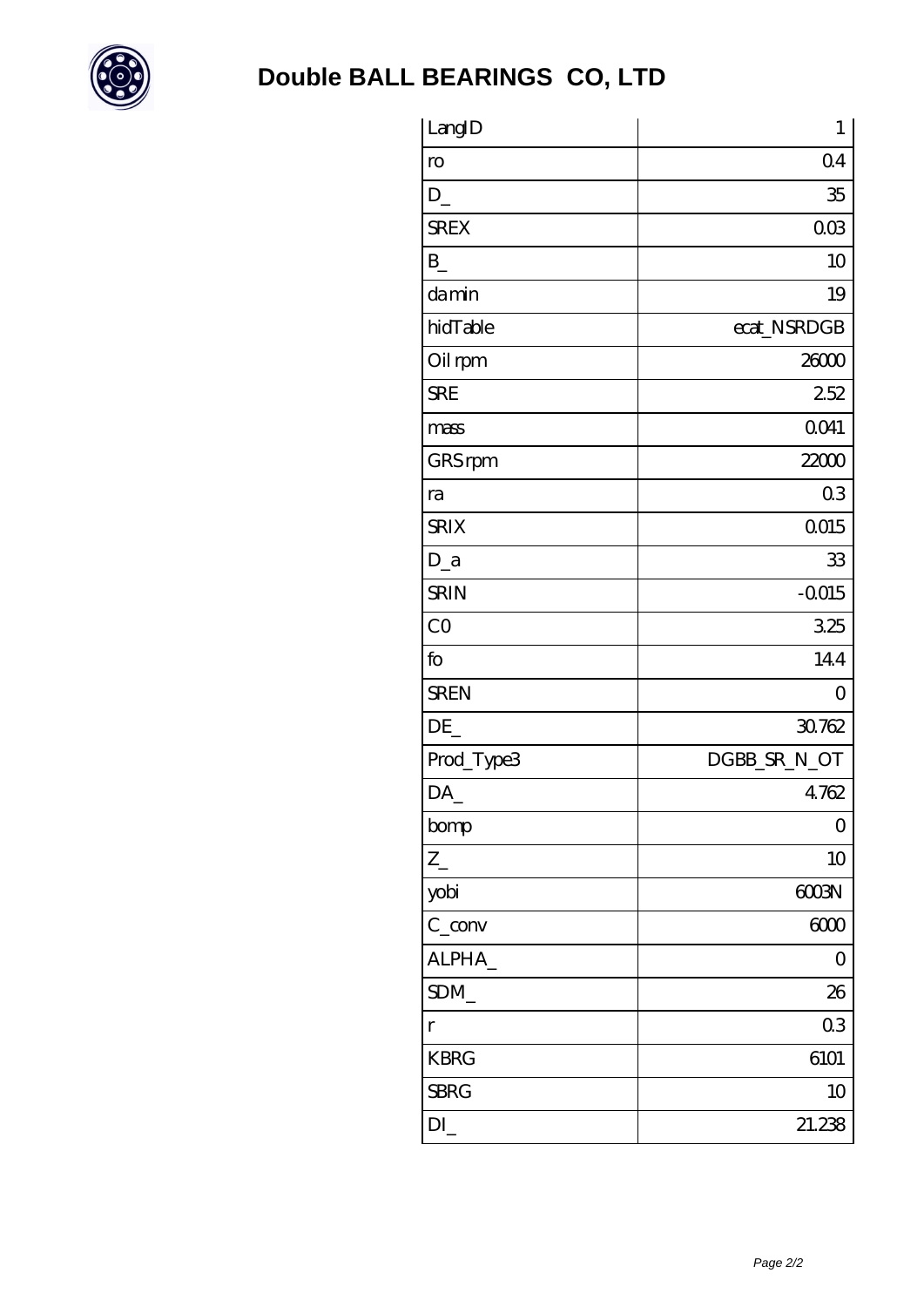# Double BALL BEARINGS CO, LTD

| | |
|---|---|
| LangID | 1 |
| ro | 0.4 |
| D_ | 35 |
| SREX | 0.03 |
| B_ | 10 |
| damin | 19 |
| hidTable | ecat_NSRDGB |
| Oil rpm | 26000 |
| SRE | 2.52 |
| mass | 0.041 |
| GRS rpm | 22000 |
| ra | 0.3 |
| SRIX | 0.015 |
| D_a | 33 |
| SRIN | -0.015 |
| C0 | 3.25 |
| fo | 14.4 |
| SREN | 0 |
| DE_ | 30.762 |
| Prod_Type3 | DGBB_SR_N_OT |
| DA_ | 4.762 |
| bomp | 0 |
| Z_ | 10 |
| yobi | 6003N |
| C_conv | 6000 |
| ALPHA_ | 0 |
| SDM_ | 26 |
| r | 0.3 |
| KBRG | 6101 |
| SBRG | 10 |
| DI_ | 21.238 |